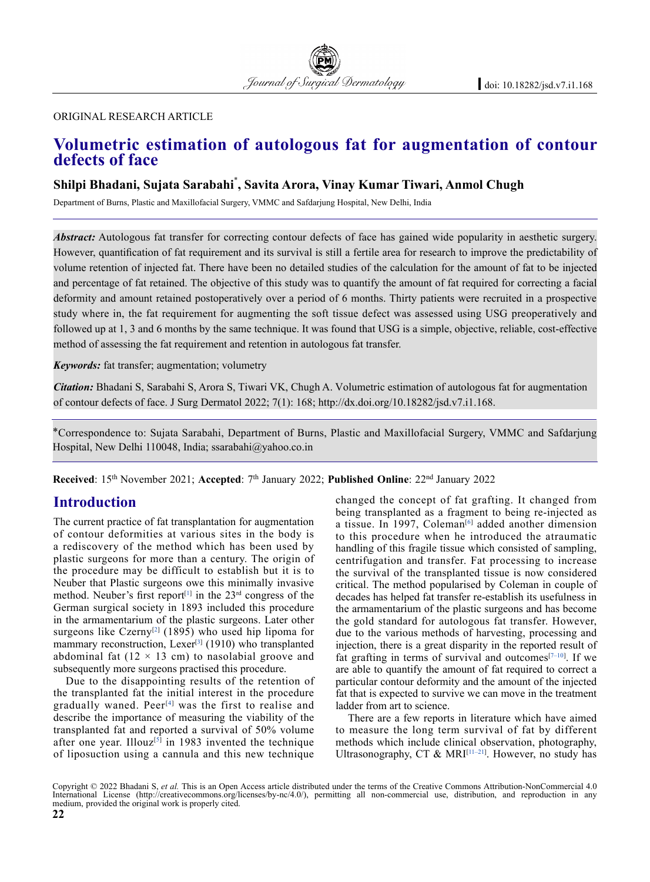ORIGINAL RESEARCH ARTICLE

# Volumetric estimation of autologous fat for augmentation of contour defects of face

**Shilpi Bhadani, Sujata Sarabahi*, Savita Arora, Vinay Kumar Tiwari, Anmol Chugh**

Department of Burns, Plastic and Maxillofacial Surgery, VMMC and Safdarjung Hospital, New Delhi, India

***Abstract:*** Autologous fat transfer for correcting contour defects of face has gained wide popularity in aesthetic surgery. However, quantification of fat requirement and its survival is still a fertile area for research to improve the predictability of volume retention of injected fat. There have been no detailed studies of the calculation for the amount of fat to be injected and percentage of fat retained. The objective of this study was to quantify the amount of fat required for correcting a facial deformity and amount retained postoperatively over a period of 6 months. Thirty patients were recruited in a prospective study where in, the fat requirement for augmenting the soft tissue defect was assessed using USG preoperatively and followed up at 1, 3 and 6 months by the same technique. It was found that USG is a simple, objective, reliable, cost-effective method of assessing the fat requirement and retention in autologous fat transfer.

***Keywords:*** fat transfer; augmentation; volumetry

***Citation:*** Bhadani S, Sarabahi S, Arora S, Tiwari VK, Chugh A. Volumetric estimation of autologous fat for augmentation of contour defects of face. J Surg Dermatol 2022; 7(1): 168; http://dx.doi.org/10.18282/jsd.v7.i1.168.

*Correspondence to: Sujata Sarabahi, Department of Burns, Plastic and Maxillofacial Surgery, VMMC and Safdarjung Hospital, New Delhi 110048, India; ssarabahi@yahoo.co.in

**Received**: 15th November 2021; **Accepted**: 7th January 2022; **Published Online**: 22nd January 2022

## Introduction

The current practice of fat transplantation for augmentation of contour deformities at various sites in the body is a rediscovery of the method which has been used by plastic surgeons for more than a century. The origin of the procedure may be difficult to establish but it is to Neuber that Plastic surgeons owe this minimally invasive method. Neuber's first report[1] in the 23rd congress of the German surgical society in 1893 included this procedure in the armamentarium of the plastic surgeons. Later other surgeons like Czerny[2] (1895) who used hip lipoma for mammary reconstruction, Lexer[3] (1910) who transplanted abdominal fat (12 × 13 cm) to nasolabial groove and subsequently more surgeons practised this procedure.

Due to the disappointing results of the retention of the transplanted fat the initial interest in the procedure gradually waned. Peer[4] was the first to realise and describe the importance of measuring the viability of the transplanted fat and reported a survival of 50% volume after one year. Illouz[5] in 1983 invented the technique of liposuction using a cannula and this new technique changed the concept of fat grafting. It changed from being transplanted as a fragment to being re-injected as a tissue. In 1997, Coleman[6] added another dimension to this procedure when he introduced the atraumatic handling of this fragile tissue which consisted of sampling, centrifugation and transfer. Fat processing to increase the survival of the transplanted tissue is now considered critical. The method popularised by Coleman in couple of decades has helped fat transfer re-establish its usefulness in the armamentarium of the plastic surgeons and has become the gold standard for autologous fat transfer. However, due to the various methods of harvesting, processing and injection, there is a great disparity in the reported result of fat grafting in terms of survival and outcomes[7–10]. If we are able to quantify the amount of fat required to correct a particular contour deformity and the amount of the injected fat that is expected to survive we can move in the treatment ladder from art to science.

There are a few reports in literature which have aimed to measure the long term survival of fat by different methods which include clinical observation, photography, Ultrasonography, CT & MRI[11–21]. However, no study has

Copyright © 2022 Bhadani S, *et al.* This is an Open Access article distributed under the terms of the Creative Commons Attribution-NonCommercial 4.0 International License (http://creativecommons.org/licenses/by-nc/4.0/), permitting all non-commercial use, distribution, and reproduction in any medium, provided the original work is properly cited.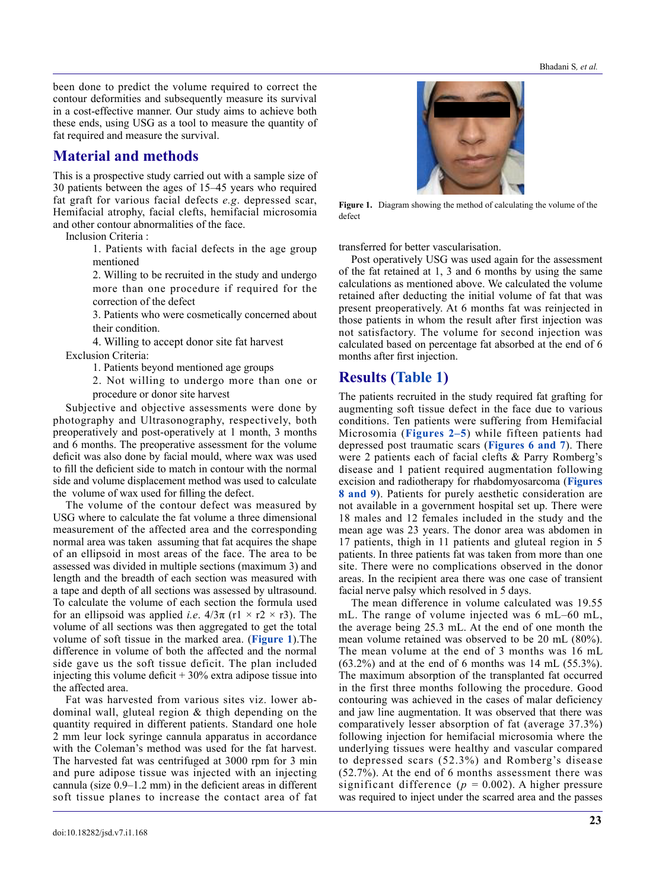been done to predict the volume required to correct the contour deformities and subsequently measure its survival in a cost-effective manner. Our study aims to achieve both these ends, using USG as a tool to measure the quantity of fat required and measure the survival.

## Material and methods

This is a prospective study carried out with a sample size of 30 patients between the ages of 15–45 years who required fat graft for various facial defects *e.g*. depressed scar, Hemifacial atrophy, facial clefts, hemifacial microsomia and other contour abnormalities of the face.

Inclusion Criteria :

1. Patients with facial defects in the age group mentioned
2. Willing to be recruited in the study and undergo more than one procedure if required for the correction of the defect
3. Patients who were cosmetically concerned about their condition.
4. Willing to accept donor site fat harvest

Exclusion Criteria:

1. Patients beyond mentioned age groups
2. Not willing to undergo more than one or procedure or donor site harvest

Subjective and objective assessments were done by photography and Ultrasonography, respectively, both preoperatively and post-operatively, at 1 month, 3 months and 6 months. The preoperative assessment for the volume deficit was also done by facial mould, where wax was used to fill the deficient side to match in contour with the normal side and volume displacement method was used to calculate the volume of wax used for filling the defect.

The volume of the contour defect was measured by USG where to calculate the fat volume a three dimensional measurement of the affected area and the corresponding normal area was taken assuming that fat acquires the shape of an ellipsoid in most areas of the face. The area to be assessed was divided in multiple sections (maximum 3) and length and the breadth of each section was measured with a tape and depth of all sections was assessed by ultrasound. To calculate the volume of each section the formula used for an ellipsoid was applied *i.e*. $4/3\pi$ (r1 × r2 × r3). The volume of all sections was then aggregated to get the total volume of soft tissue in the marked area. (**Figure 1**).The difference in volume of both the affected and the normal side gave us the soft tissue deficit. The plan included injecting this volume deficit + 30% extra adipose tissue into the affected area.

Fat was harvested from various sites viz. lower abdominal wall, gluteal region & thigh depending on the quantity required in different patients. Standard one hole 2 mm leur lock syringe cannula apparatus in accordance with the Coleman's method was used for the fat harvest. The harvested fat was centrifuged at 3000 rpm for 3 min and pure adipose tissue was injected with an injecting cannula (size 0.9–1.2 mm) in the deficient areas in different soft tissue planes to increase the contact area of fat transferred for better vascularisation.

**Figure 1.** Diagram showing the method of calculating the volume of the defect

Post operatively USG was used again for the assessment of the fat retained at 1, 3 and 6 months by using the same calculations as mentioned above. We calculated the volume retained after deducting the initial volume of fat that was present preoperatively. At 6 months fat was reinjected in those patients in whom the result after first injection was not satisfactory. The volume for second injection was calculated based on percentage fat absorbed at the end of 6 months after first injection.

## Results (Table 1)

The patients recruited in the study required fat grafting for augmenting soft tissue defect in the face due to various conditions. Ten patients were suffering from Hemifacial Microsomia (**Figures 2–5**) while fifteen patients had depressed post traumatic scars (**Figures 6 and 7**). There were 2 patients each of facial clefts & Parry Romberg's disease and 1 patient required augmentation following excision and radiotherapy for rhabdomyosarcoma (**Figures 8 and 9**). Patients for purely aesthetic consideration are not available in a government hospital set up. There were 18 males and 12 females included in the study and the mean age was 23 years. The donor area was abdomen in 17 patients, thigh in 11 patients and gluteal region in 5 patients. In three patients fat was taken from more than one site. There were no complications observed in the donor areas. In the recipient area there was one case of transient facial nerve palsy which resolved in 5 days.

The mean difference in volume calculated was 19.55 mL. The range of volume injected was 6 mL–60 mL, the average being 25.3 mL. At the end of one month the mean volume retained was observed to be 20 mL (80%). The mean volume at the end of 3 months was 16 mL (63.2%) and at the end of 6 months was 14 mL (55.3%). The maximum absorption of the transplanted fat occurred in the first three months following the procedure. Good contouring was achieved in the cases of malar deficiency and jaw line augmentation. It was observed that there was comparatively lesser absorption of fat (average 37.3%) following injection for hemifacial microsomia where the underlying tissues were healthy and vascular compared to depressed scars (52.3%) and Romberg's disease (52.7%). At the end of 6 months assessment there was significant difference ($p = 0.002$). A higher pressure was required to inject under the scarred area and the passes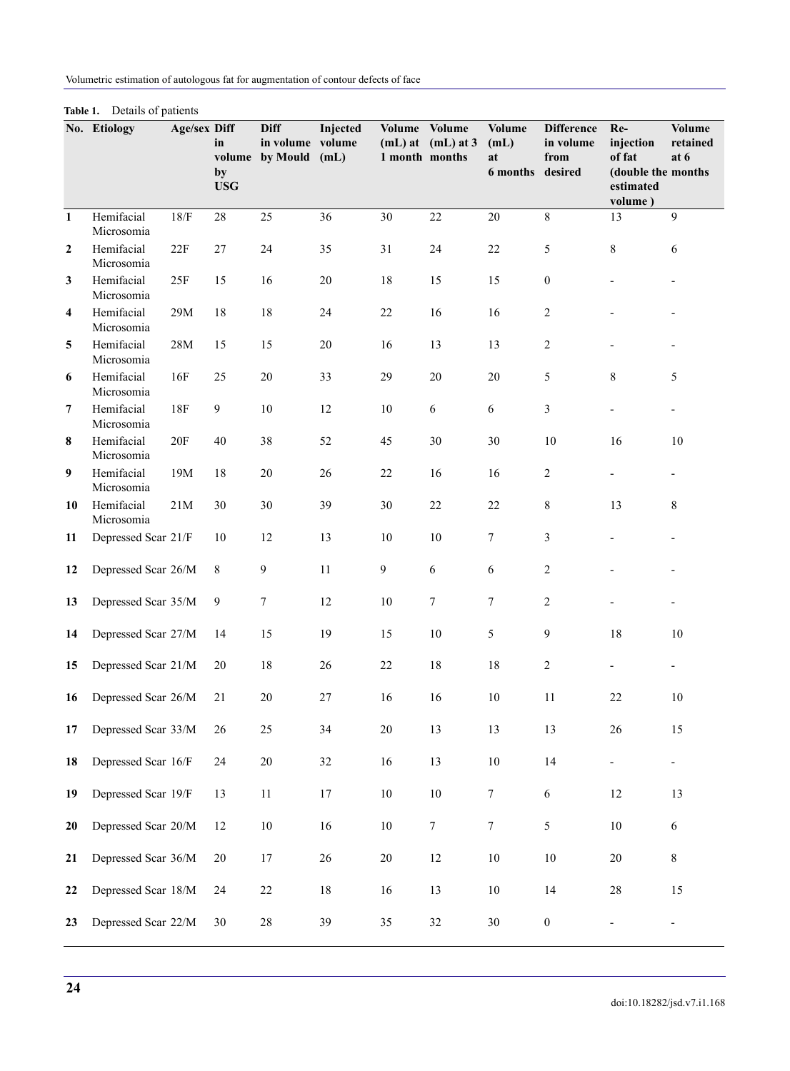**Table 1.** Details of patients

| No. | Etiology | Age/sex | Diff in volume by USG | Diff in volume by Mould | Injected volume (mL) | Volume (mL) at 1 month | Volume (mL) at 3 months | Volume (mL) at 6 months | Difference in volume from desired | Re-injection of fat (double the estimated volume ) | Volume retained at 6 months |
|---|---|---|---|---|---|---|---|---|---|---|---|
| 1 | Hemifacial Microsomia | 18/F | 28 | 25 | 36 | 30 | 22 | 20 | 8 | 13 | 9 |
| 2 | Hemifacial Microsomia | 22F | 27 | 24 | 35 | 31 | 24 | 22 | 5 | 8 | 6 |
| 3 | Hemifacial Microsomia | 25F | 15 | 16 | 20 | 18 | 15 | 15 | 0 | - | - |
| 4 | Hemifacial Microsomia | 29M | 18 | 18 | 24 | 22 | 16 | 16 | 2 | - | - |
| 5 | Hemifacial Microsomia | 28M | 15 | 15 | 20 | 16 | 13 | 13 | 2 | - | - |
| 6 | Hemifacial Microsomia | 16F | 25 | 20 | 33 | 29 | 20 | 20 | 5 | 8 | 5 |
| 7 | Hemifacial Microsomia | 18F | 9 | 10 | 12 | 10 | 6 | 6 | 3 | - | - |
| 8 | Hemifacial Microsomia | 20F | 40 | 38 | 52 | 45 | 30 | 30 | 10 | 16 | 10 |
| 9 | Hemifacial Microsomia | 19M | 18 | 20 | 26 | 22 | 16 | 16 | 2 | - | - |
| 10 | Hemifacial Microsomia | 21M | 30 | 30 | 39 | 30 | 22 | 22 | 8 | 13 | 8 |
| 11 | Depressed Scar | 21/F | 10 | 12 | 13 | 10 | 10 | 7 | 3 | - | - |
| 12 | Depressed Scar | 26/M | 8 | 9 | 11 | 9 | 6 | 6 | 2 | - | - |
| 13 | Depressed Scar | 35/M | 9 | 7 | 12 | 10 | 7 | 7 | 2 | - | - |
| 14 | Depressed Scar | 27/M | 14 | 15 | 19 | 15 | 10 | 5 | 9 | 18 | 10 |
| 15 | Depressed Scar | 21/M | 20 | 18 | 26 | 22 | 18 | 18 | 2 | - | - |
| 16 | Depressed Scar | 26/M | 21 | 20 | 27 | 16 | 16 | 10 | 11 | 22 | 10 |
| 17 | Depressed Scar | 33/M | 26 | 25 | 34 | 20 | 13 | 13 | 13 | 26 | 15 |
| 18 | Depressed Scar | 16/F | 24 | 20 | 32 | 16 | 13 | 10 | 14 | - | - |
| 19 | Depressed Scar | 19/F | 13 | 11 | 17 | 10 | 10 | 7 | 6 | 12 | 13 |
| 20 | Depressed Scar | 20/M | 12 | 10 | 16 | 10 | 7 | 7 | 5 | 10 | 6 |
| 21 | Depressed Scar | 36/M | 20 | 17 | 26 | 20 | 12 | 10 | 10 | 20 | 8 |
| 22 | Depressed Scar | 18/M | 24 | 22 | 18 | 16 | 13 | 10 | 14 | 28 | 15 |
| 23 | Depressed Scar | 22/M | 30 | 28 | 39 | 35 | 32 | 30 | 0 | - | - |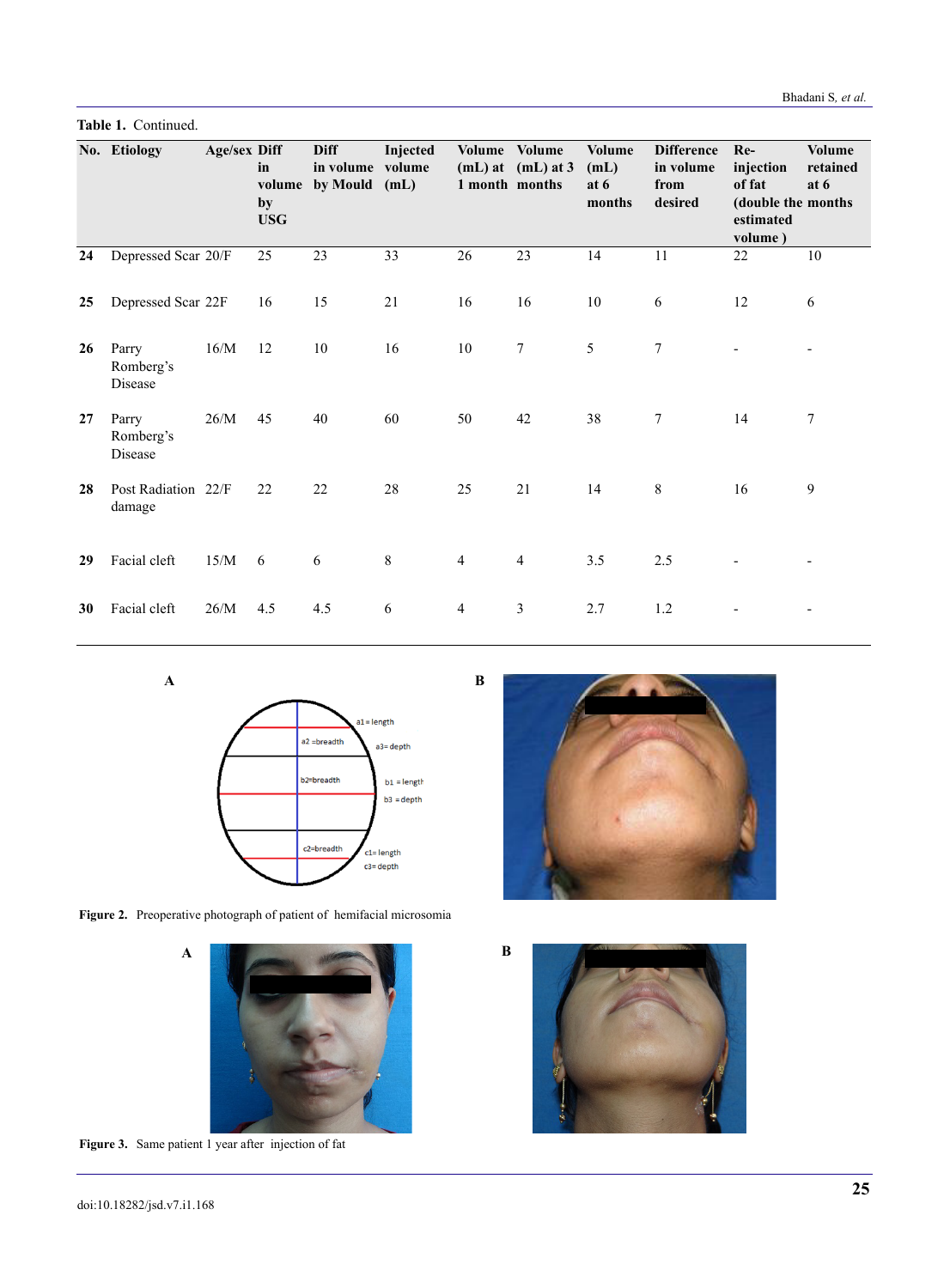**Table 1.** Continued.

| No. | Etiology | Age/sex | Diff in volume by USG | Diff in volume by Mould | Injected volume (mL) | Volume (mL) at 1 month | Volume (mL) at 3 months | Volume (mL) at 6 months | Difference in volume from desired | Re-injection of fat (double the estimated volume ) | Volume retained at 6 months |
|---|---|---|---|---|---|---|---|---|---|---|---|
| **24** | Depressed Scar | 20/F | 25 | 23 | 33 | 26 | 23 | 14 | 11 | 22 | 10 |
| **25** | Depressed Scar | 22F | 16 | 15 | 21 | 16 | 16 | 10 | 6 | 12 | 6 |
| **26** | Parry Romberg's Disease | 16/M | 12 | 10 | 16 | 10 | 7 | 5 | 7 | - | - |
| **27** | Parry Romberg's Disease | 26/M | 45 | 40 | 60 | 50 | 42 | 38 | 7 | 14 | 7 |
| **28** | Post Radiation damage | 22/F | 22 | 22 | 28 | 25 | 21 | 14 | 8 | 16 | 9 |
| **29** | Facial cleft | 15/M | 6 | 6 | 8 | 4 | 4 | 3.5 | 2.5 | - | - |
| **30** | Facial cleft | 26/M | 4.5 | 4.5 | 6 | 4 | 3 | 2.7 | 1.2 | - | - |

**Figure 2.** Preoperative photograph of patient of hemifacial microsomia

**Figure 3.** Same patient 1 year after injection of fat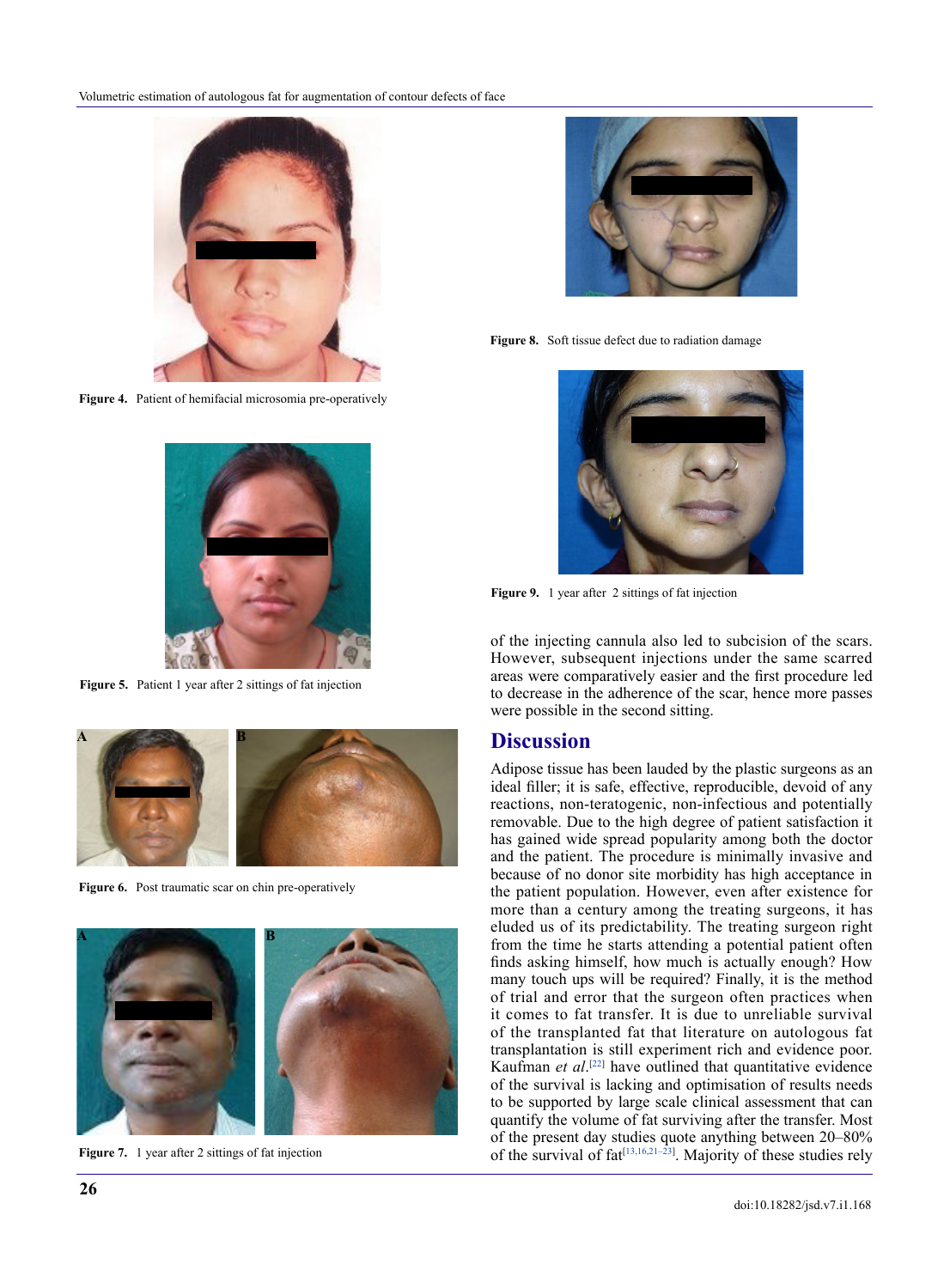Figure 4. Patient of hemifacial microsomia pre-operatively

Figure 5. Patient 1 year after 2 sittings of fat injection

Figure 6. Post traumatic scar on chin pre-operatively

Figure 7. 1 year after 2 sittings of fat injection

Figure 8. Soft tissue defect due to radiation damage

Figure 9. 1 year after 2 sittings of fat injection

of the injecting cannula also led to subcision of the scars. However, subsequent injections under the same scarred areas were comparatively easier and the first procedure led to decrease in the adherence of the scar, hence more passes were possible in the second sitting.

## Discussion

Adipose tissue has been lauded by the plastic surgeons as an ideal filler; it is safe, effective, reproducible, devoid of any reactions, non-teratogenic, non-infectious and potentially removable. Due to the high degree of patient satisfaction it has gained wide spread popularity among both the doctor and the patient. The procedure is minimally invasive and because of no donor site morbidity has high acceptance in the patient population. However, even after existence for more than a century among the treating surgeons, it has eluded us of its predictability. The treating surgeon right from the time he starts attending a potential patient often finds asking himself, how much is actually enough? How many touch ups will be required? Finally, it is the method of trial and error that the surgeon often practices when it comes to fat transfer. It is due to unreliable survival of the transplanted fat that literature on autologous fat transplantation is still experiment rich and evidence poor. Kaufman *et al*.[22] have outlined that quantitative evidence of the survival is lacking and optimisation of results needs to be supported by large scale clinical assessment that can quantify the volume of fat surviving after the transfer. Most of the present day studies quote anything between 20–80% of the survival of fat[13,16,21–23]. Majority of these studies rely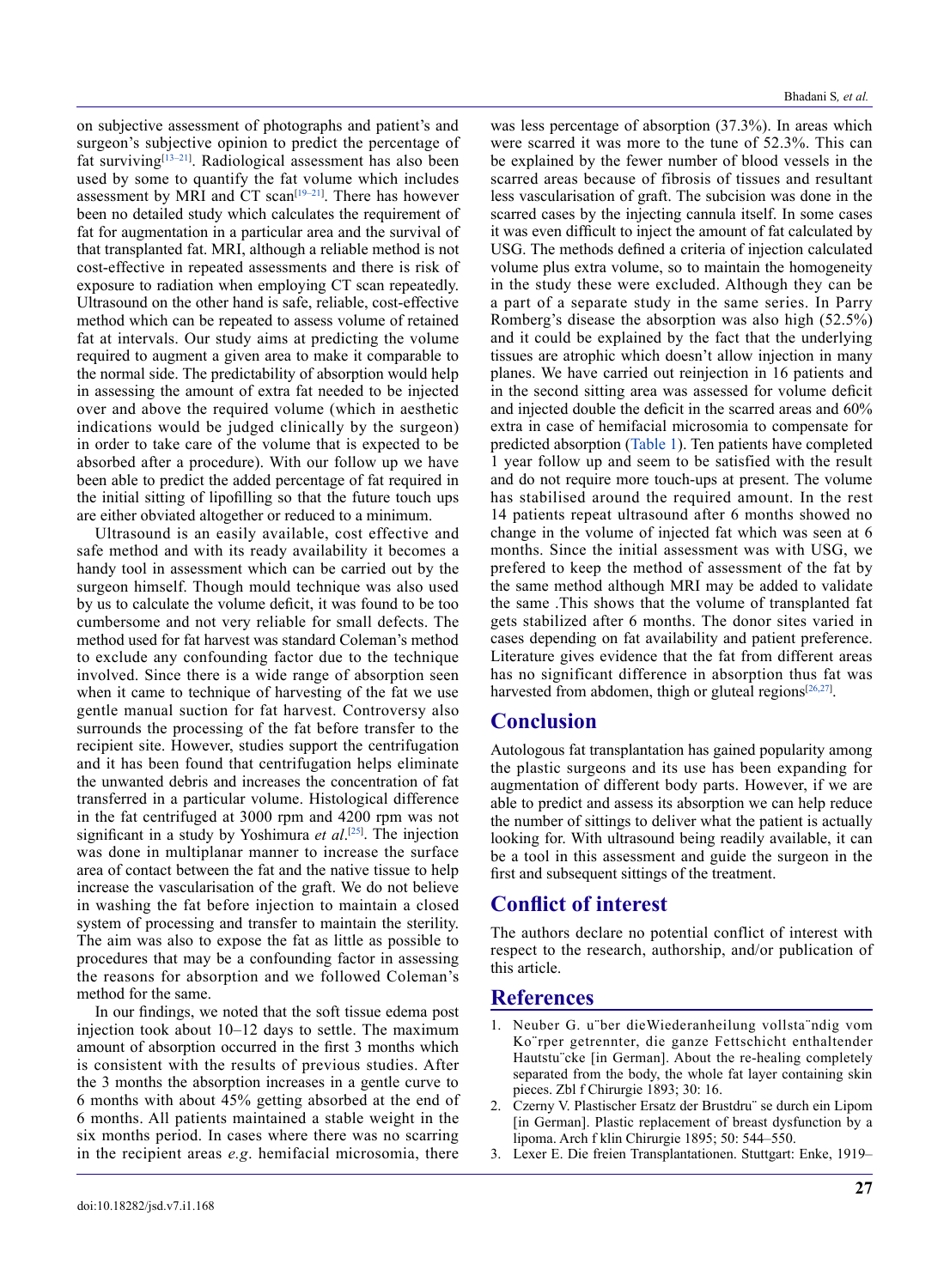on subjective assessment of photographs and patient's and surgeon's subjective opinion to predict the percentage of fat surviving[13–21]. Radiological assessment has also been used by some to quantify the fat volume which includes assessment by MRI and CT scan[19–21]. There has however been no detailed study which calculates the requirement of fat for augmentation in a particular area and the survival of that transplanted fat. MRI, although a reliable method is not cost-effective in repeated assessments and there is risk of exposure to radiation when employing CT scan repeatedly. Ultrasound on the other hand is safe, reliable, cost-effective method which can be repeated to assess volume of retained fat at intervals. Our study aims at predicting the volume required to augment a given area to make it comparable to the normal side. The predictability of absorption would help in assessing the amount of extra fat needed to be injected over and above the required volume (which in aesthetic indications would be judged clinically by the surgeon) in order to take care of the volume that is expected to be absorbed after a procedure). With our follow up we have been able to predict the added percentage of fat required in the initial sitting of lipofilling so that the future touch ups are either obviated altogether or reduced to a minimum.

Ultrasound is an easily available, cost effective and safe method and with its ready availability it becomes a handy tool in assessment which can be carried out by the surgeon himself. Though mould technique was also used by us to calculate the volume deficit, it was found to be too cumbersome and not very reliable for small defects. The method used for fat harvest was standard Coleman's method to exclude any confounding factor due to the technique involved. Since there is a wide range of absorption seen when it came to technique of harvesting of the fat we use gentle manual suction for fat harvest. Controversy also surrounds the processing of the fat before transfer to the recipient site. However, studies support the centrifugation and it has been found that centrifugation helps eliminate the unwanted debris and increases the concentration of fat transferred in a particular volume. Histological difference in the fat centrifuged at 3000 rpm and 4200 rpm was not significant in a study by Yoshimura *et al*.[25]. The injection was done in multiplanar manner to increase the surface area of contact between the fat and the native tissue to help increase the vascularisation of the graft. We do not believe in washing the fat before injection to maintain a closed system of processing and transfer to maintain the sterility. The aim was also to expose the fat as little as possible to procedures that may be a confounding factor in assessing the reasons for absorption and we followed Coleman's method for the same.

In our findings, we noted that the soft tissue edema post injection took about 10–12 days to settle. The maximum amount of absorption occurred in the first 3 months which is consistent with the results of previous studies. After the 3 months the absorption increases in a gentle curve to 6 months with about 45% getting absorbed at the end of 6 months. All patients maintained a stable weight in the six months period. In cases where there was no scarring in the recipient areas *e.g*. hemifacial microsomia, there was less percentage of absorption (37.3%). In areas which were scarred it was more to the tune of 52.3%. This can be explained by the fewer number of blood vessels in the scarred areas because of fibrosis of tissues and resultant less vascularisation of graft. The subcision was done in the scarred cases by the injecting cannula itself. In some cases it was even difficult to inject the amount of fat calculated by USG. The methods defined a criteria of injection calculated volume plus extra volume, so to maintain the homogeneity in the study these were excluded. Although they can be a part of a separate study in the same series. In Parry Romberg's disease the absorption was also high (52.5%) and it could be explained by the fact that the underlying tissues are atrophic which doesn't allow injection in many planes. We have carried out reinjection in 16 patients and in the second sitting area was assessed for volume deficit and injected double the deficit in the scarred areas and 60% extra in case of hemifacial microsomia to compensate for predicted absorption (Table 1). Ten patients have completed 1 year follow up and seem to be satisfied with the result and do not require more touch-ups at present. The volume has stabilised around the required amount. In the rest 14 patients repeat ultrasound after 6 months showed no change in the volume of injected fat which was seen at 6 months. Since the initial assessment was with USG, we prefered to keep the method of assessment of the fat by the same method although MRI may be added to validate the same .This shows that the volume of transplanted fat gets stabilized after 6 months. The donor sites varied in cases depending on fat availability and patient preference. Literature gives evidence that the fat from different areas has no significant difference in absorption thus fat was harvested from abdomen, thigh or gluteal regions[26,27].

## Conclusion

Autologous fat transplantation has gained popularity among the plastic surgeons and its use has been expanding for augmentation of different body parts. However, if we are able to predict and assess its absorption we can help reduce the number of sittings to deliver what the patient is actually looking for. With ultrasound being readily available, it can be a tool in this assessment and guide the surgeon in the first and subsequent sittings of the treatment.

## Conflict of interest

The authors declare no potential conflict of interest with respect to the research, authorship, and/or publication of this article.

## References

1. Neuber G. u¨ber dieWiederanheilung vollsta¨ndig vom Ko¨rper getrennter, die ganze Fettschicht enthaltender Hautstu¨cke [in German]. About the re-healing completely separated from the body, the whole fat layer containing skin pieces. Zbl f Chirurgie 1893; 30: 16.
2. Czerny V. Plastischer Ersatz der Brustdru¨ se durch ein Lipom [in German]. Plastic replacement of breast dysfunction by a lipoma. Arch f klin Chirurgie 1895; 50: 544–550.
3. Lexer E. Die freien Transplantationen. Stuttgart: Enke, 1919–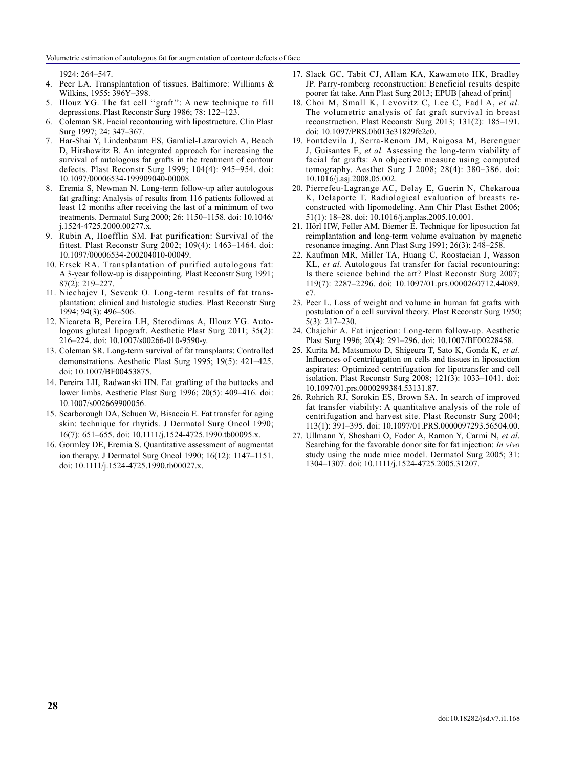1924: 264–547.

4. Peer LA. Transplantation of tissues. Baltimore: Williams & Wilkins, 1955: 396Y–398.
5. Illouz YG. The fat cell ''graft'': A new technique to fill depressions. Plast Reconstr Surg 1986; 78: 122–123.
6. Coleman SR. Facial recontouring with lipostructure. Clin Plast Surg 1997; 24: 347–367.
7. Har-Shai Y, Lindenbaum ES, Gamliel-Lazarovich A, Beach D, Hirshowitz B. An integrated approach for increasing the survival of autologous fat grafts in the treatment of contour defects. Plast Reconstr Surg 1999; 104(4): 945–954. doi: 10.1097/00006534-199909040-00008.
8. Eremia S, Newman N. Long-term follow-up after autologous fat grafting: Analysis of results from 116 patients followed at least 12 months after receiving the last of a minimum of two treatments. Dermatol Surg 2000; 26: 1150–1158. doi: 10.1046/j.1524-4725.2000.00277.x.
9. Rubin A, Hoefflin SM. Fat purification: Survival of the fittest. Plast Reconstr Surg 2002; 109(4): 1463–1464. doi: 10.1097/00006534-200204010-00049.
10. Ersek RA. Transplantation of purified autologous fat: A 3-year follow-up is disappointing. Plast Reconstr Surg 1991; 87(2): 219–227.
11. Niechajev I, Sevcuk O. Long-term results of fat transplantation: clinical and histologic studies. Plast Reconstr Surg 1994; 94(3): 496–506.
12. Nicareta B, Pereira LH, Sterodimas A, Illouz YG. Autologous gluteal lipograft. Aesthetic Plast Surg 2011; 35(2): 216–224. doi: 10.1007/s00266-010-9590-y.
13. Coleman SR. Long-term survival of fat transplants: Controlled demonstrations. Aesthetic Plast Surg 1995; 19(5): 421–425. doi: 10.1007/BF00453875.
14. Pereira LH, Radwanski HN. Fat grafting of the buttocks and lower limbs. Aesthetic Plast Surg 1996; 20(5): 409–416. doi: 10.1007/s002669900056.
15. Scarborough DA, Schuen W, Bisaccia E. Fat transfer for aging skin: technique for rhytids. J Dermatol Surg Oncol 1990; 16(7): 651–655. doi: 10.1111/j.1524-4725.1990.tb00095.x.
16. Gormley DE, Eremia S. Quantitative assessment of augmentat ion therapy. J Dermatol Surg Oncol 1990; 16(12): 1147–1151. doi: 10.1111/j.1524-4725.1990.tb00027.x.
17. Slack GC, Tabit CJ, Allam KA, Kawamoto HK, Bradley JP. Parry-romberg reconstruction: Beneficial results despite poorer fat take. Ann Plast Surg 2013; EPUB [ahead of print]
18. Choi M, Small K, Levovitz C, Lee C, Fadl A, *et al.* The volumetric analysis of fat graft survival in breast reconstruction. Plast Reconstr Surg 2013; 131(2): 185–191. doi: 10.1097/PRS.0b013e31829fe2c0.
19. Fontdevila J, Serra-Renom JM, Raigosa M, Berenguer J, Guisantes E, *et al.* Assessing the long-term viability of facial fat grafts: An objective measure using computed tomography. Aesthet Surg J 2008; 28(4): 380–386. doi: 10.1016/j.asj.2008.05.002.
20. Pierrefeu-Lagrange AC, Delay E, Guerin N, Chekaroua K, Delaporte T. Radiological evaluation of breasts reconstructed with lipomodeling. Ann Chir Plast Esthet 2006; 51(1): 18–28. doi: 10.1016/j.anplas.2005.10.001.
21. Hörl HW, Feller AM, Biemer E. Technique for liposuction fat reimplantation and long-term volume evaluation by magnetic resonance imaging. Ann Plast Surg 1991; 26(3): 248–258.
22. Kaufman MR, Miller TA, Huang C, Roostaeian J, Wasson KL, *et al*. Autologous fat transfer for facial recontouring: Is there science behind the art? Plast Reconstr Surg 2007; 119(7): 2287–2296. doi: 10.1097/01.prs.0000260712.44089.e7.
23. Peer L. Loss of weight and volume in human fat grafts with postulation of a cell survival theory. Plast Reconstr Surg 1950; 5(3): 217–230.
24. Chajchir A. Fat injection: Long-term follow-up. Aesthetic Plast Surg 1996; 20(4): 291–296. doi: 10.1007/BF00228458.
25. Kurita M, Matsumoto D, Shigeura T, Sato K, Gonda K, *et al.* Influences of centrifugation on cells and tissues in liposuction aspirates: Optimized centrifugation for lipotransfer and cell isolation. Plast Reconstr Surg 2008; 121(3): 1033–1041. doi: 10.1097/01.prs.0000299384.53131.87.
26. Rohrich RJ, Sorokin ES, Brown SA. In search of improved fat transfer viability: A quantitative analysis of the role of centrifugation and harvest site. Plast Reconstr Surg 2004; 113(1): 391–395. doi: 10.1097/01.PRS.0000097293.56504.00.
27. Ullmann Y, Shoshani O, Fodor A, Ramon Y, Carmi N, *et al*. Searching for the favorable donor site for fat injection: *In vivo* study using the nude mice model. Dermatol Surg 2005; 31: 1304–1307. doi: 10.1111/j.1524-4725.2005.31207.